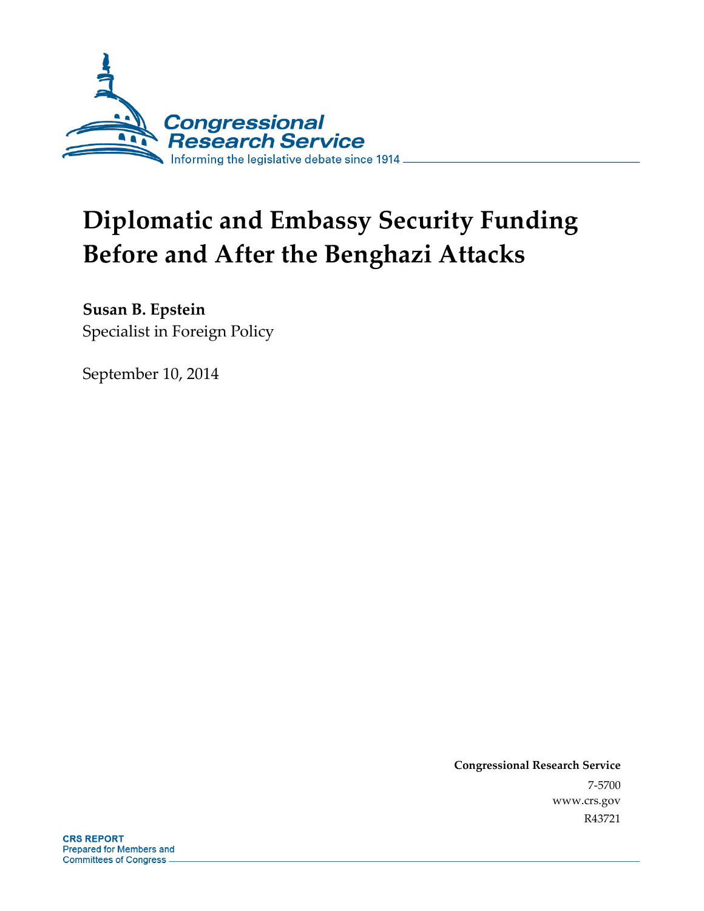Congressional Research Service

Informing the legislative debate since 1914

# Diplomatic and Embassy Security Funding Before and After the Benghazi Attacks

**Susan B. Epstein**

Specialist in Foreign Policy

September 10, 2014

**Congressional Research Service**

7-5700

www.crs.gov

R43721

**CRS REPORT**

Prepared for Members and Committees of Congress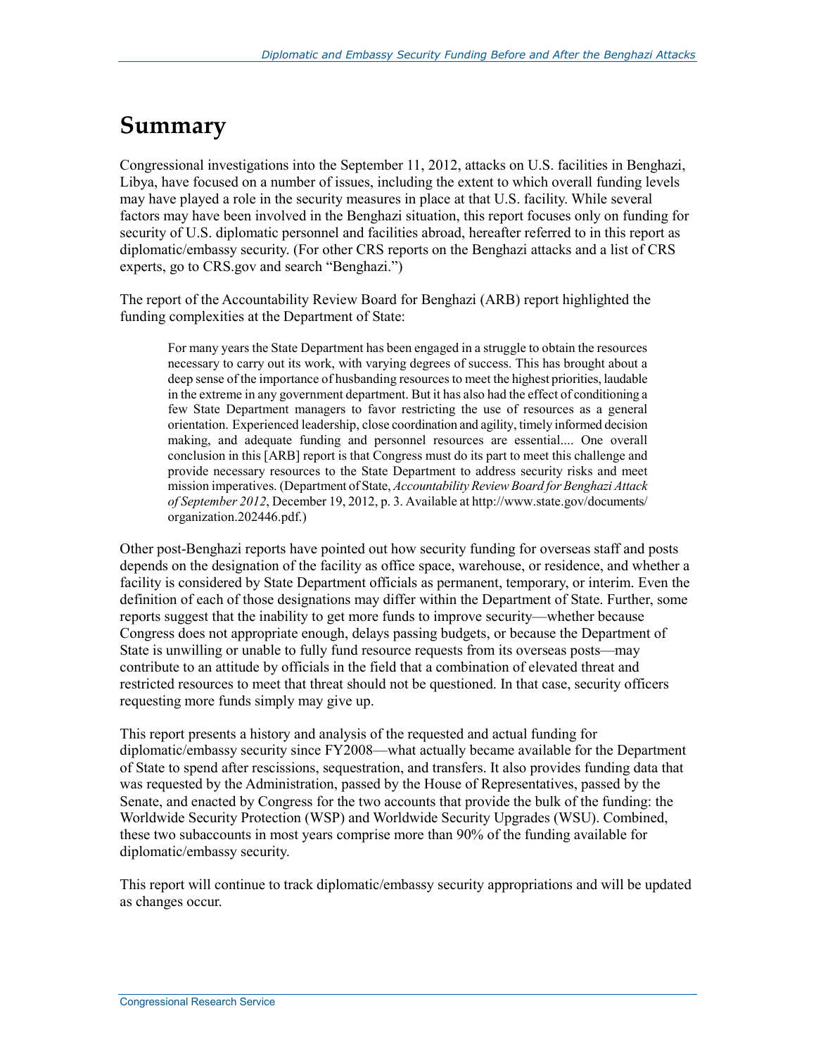# Summary

Congressional investigations into the September 11, 2012, attacks on U.S. facilities in Benghazi, Libya, have focused on a number of issues, including the extent to which overall funding levels may have played a role in the security measures in place at that U.S. facility. While several factors may have been involved in the Benghazi situation, this report focuses only on funding for security of U.S. diplomatic personnel and facilities abroad, hereafter referred to in this report as diplomatic/embassy security. (For other CRS reports on the Benghazi attacks and a list of CRS experts, go to CRS.gov and search "Benghazi.")

The report of the Accountability Review Board for Benghazi (ARB) report highlighted the funding complexities at the Department of State:

> For many years the State Department has been engaged in a struggle to obtain the resources necessary to carry out its work, with varying degrees of success. This has brought about a deep sense of the importance of husbanding resources to meet the highest priorities, laudable in the extreme in any government department. But it has also had the effect of conditioning a few State Department managers to favor restricting the use of resources as a general orientation. Experienced leadership, close coordination and agility, timely informed decision making, and adequate funding and personnel resources are essential.... One overall conclusion in this [ARB] report is that Congress must do its part to meet this challenge and provide necessary resources to the State Department to address security risks and meet mission imperatives. (Department of State, *Accountability Review Board for Benghazi Attack of September 2012*, December 19, 2012, p. 3. Available at http://www.state.gov/documents/organization.202446.pdf.)

Other post-Benghazi reports have pointed out how security funding for overseas staff and posts depends on the designation of the facility as office space, warehouse, or residence, and whether a facility is considered by State Department officials as permanent, temporary, or interim. Even the definition of each of those designations may differ within the Department of State. Further, some reports suggest that the inability to get more funds to improve security—whether because Congress does not appropriate enough, delays passing budgets, or because the Department of State is unwilling or unable to fully fund resource requests from its overseas posts—may contribute to an attitude by officials in the field that a combination of elevated threat and restricted resources to meet that threat should not be questioned. In that case, security officers requesting more funds simply may give up.

This report presents a history and analysis of the requested and actual funding for diplomatic/embassy security since FY2008—what actually became available for the Department of State to spend after rescissions, sequestration, and transfers. It also provides funding data that was requested by the Administration, passed by the House of Representatives, passed by the Senate, and enacted by Congress for the two accounts that provide the bulk of the funding: the Worldwide Security Protection (WSP) and Worldwide Security Upgrades (WSU). Combined, these two subaccounts in most years comprise more than 90% of the funding available for diplomatic/embassy security.

This report will continue to track diplomatic/embassy security appropriations and will be updated as changes occur.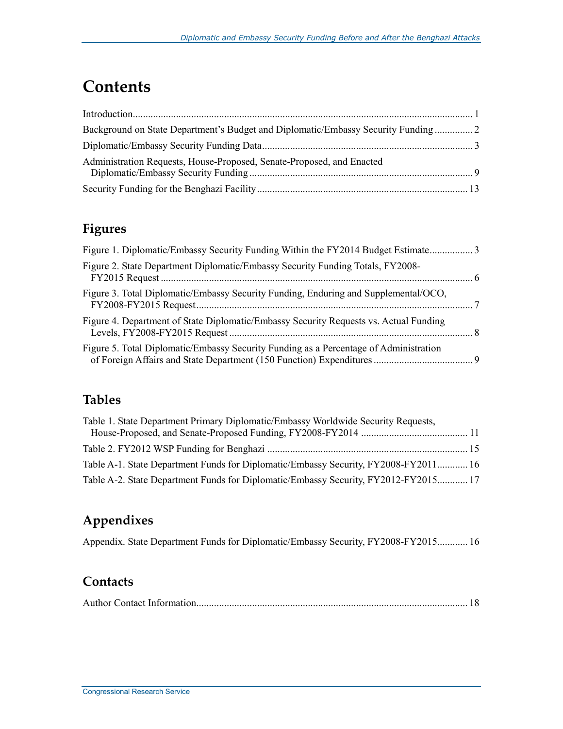# Contents

Introduction..................................................................................................................................... 1

Background on State Department's Budget and Diplomatic/Embassy Security Funding ............... 2

Diplomatic/Embassy Security Funding Data.................................................................................. 3

Administration Requests, House-Proposed, Senate-Proposed, and Enacted Diplomatic/Embassy Security Funding ....................................................................................... 9

Security Funding for the Benghazi Facility .................................................................................. 13

## Figures

Figure 1. Diplomatic/Embassy Security Funding Within the FY2014 Budget Estimate................. 3

Figure 2. State Department Diplomatic/Embassy Security Funding Totals, FY2008-FY2015 Request .......................................................................................................................... 6

Figure 3. Total Diplomatic/Embassy Security Funding, Enduring and Supplemental/OCO, FY2008-FY2015 Request............................................................................................................ 7

Figure 4. Department of State Diplomatic/Embassy Security Requests vs. Actual Funding Levels, FY2008-FY2015 Request ............................................................................................... 8

Figure 5. Total Diplomatic/Embassy Security Funding as a Percentage of Administration of Foreign Affairs and State Department (150 Function) Expenditures ....................................... 9

## Tables

Table 1. State Department Primary Diplomatic/Embassy Worldwide Security Requests, House-Proposed, and Senate-Proposed Funding, FY2008-FY2014 .......................................... 11

Table 2. FY2012 WSP Funding for Benghazi ............................................................................... 15

Table A-1. State Department Funds for Diplomatic/Embassy Security, FY2008-FY2011............ 16

Table A-2. State Department Funds for Diplomatic/Embassy Security, FY2012-FY2015............ 17

## Appendixes

Appendix. State Department Funds for Diplomatic/Embassy Security, FY2008-FY2015............ 16

## Contacts

Author Contact Information........................................................................................................... 18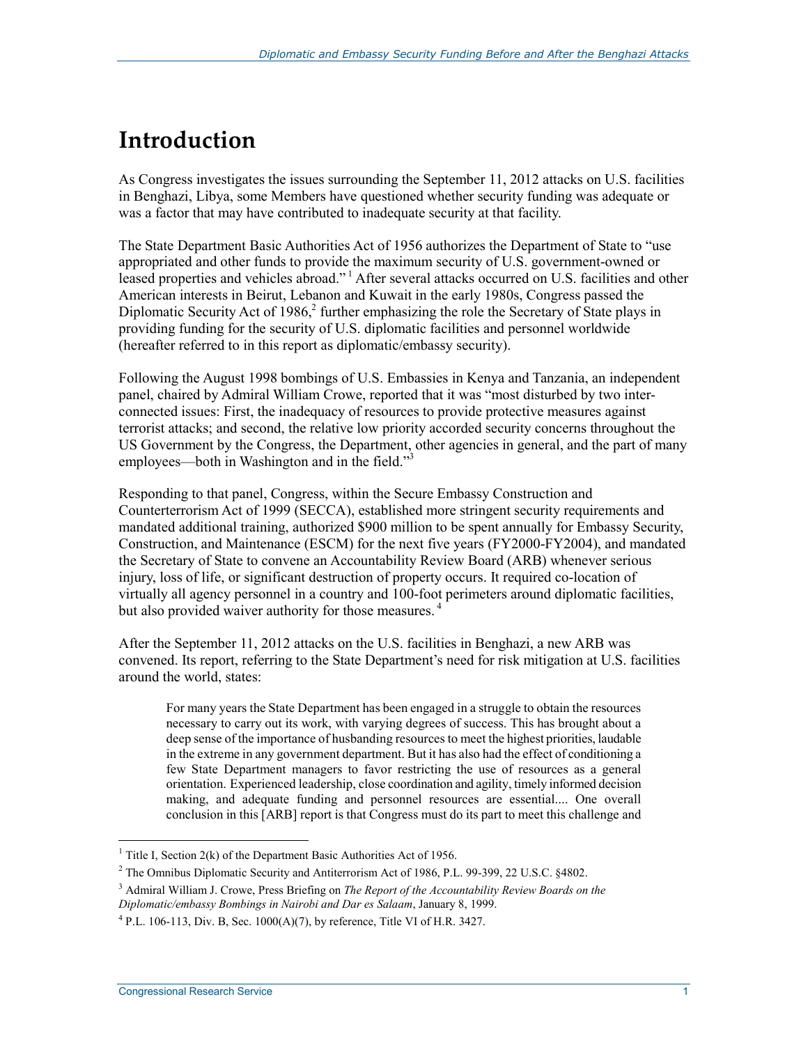# Introduction

As Congress investigates the issues surrounding the September 11, 2012 attacks on U.S. facilities in Benghazi, Libya, some Members have questioned whether security funding was adequate or was a factor that may have contributed to inadequate security at that facility.

The State Department Basic Authorities Act of 1956 authorizes the Department of State to "use appropriated and other funds to provide the maximum security of U.S. government-owned or leased properties and vehicles abroad."[1] After several attacks occurred on U.S. facilities and other American interests in Beirut, Lebanon and Kuwait in the early 1980s, Congress passed the Diplomatic Security Act of 1986,[2] further emphasizing the role the Secretary of State plays in providing funding for the security of U.S. diplomatic facilities and personnel worldwide (hereafter referred to in this report as diplomatic/embassy security).

Following the August 1998 bombings of U.S. Embassies in Kenya and Tanzania, an independent panel, chaired by Admiral William Crowe, reported that it was "most disturbed by two inter-connected issues: First, the inadequacy of resources to provide protective measures against terrorist attacks; and second, the relative low priority accorded security concerns throughout the US Government by the Congress, the Department, other agencies in general, and the part of many employees—both in Washington and in the field."[3]

Responding to that panel, Congress, within the Secure Embassy Construction and Counterterrorism Act of 1999 (SECCA), established more stringent security requirements and mandated additional training, authorized $900 million to be spent annually for Embassy Security, Construction, and Maintenance (ESCM) for the next five years (FY2000-FY2004), and mandated the Secretary of State to convene an Accountability Review Board (ARB) whenever serious injury, loss of life, or significant destruction of property occurs. It required co-location of virtually all agency personnel in a country and 100-foot perimeters around diplomatic facilities, but also provided waiver authority for those measures.[4]

After the September 11, 2012 attacks on the U.S. facilities in Benghazi, a new ARB was convened. Its report, referring to the State Department's need for risk mitigation at U.S. facilities around the world, states:

> For many years the State Department has been engaged in a struggle to obtain the resources necessary to carry out its work, with varying degrees of success. This has brought about a deep sense of the importance of husbanding resources to meet the highest priorities, laudable in the extreme in any government department. But it has also had the effect of conditioning a few State Department managers to favor restricting the use of resources as a general orientation. Experienced leadership, close coordination and agility, timely informed decision making, and adequate funding and personnel resources are essential.... One overall conclusion in this [ARB] report is that Congress must do its part to meet this challenge and

---

[1] Title I, Section 2(k) of the Department Basic Authorities Act of 1956.

[2] The Omnibus Diplomatic Security and Antiterrorism Act of 1986, P.L. 99-399, 22 U.S.C. §4802.

[3] Admiral William J. Crowe, Press Briefing on *The Report of the Accountability Review Boards on the Diplomatic/embassy Bombings in Nairobi and Dar es Salaam*, January 8, 1999.

[4] P.L. 106-113, Div. B, Sec. 1000(A)(7), by reference, Title VI of H.R. 3427.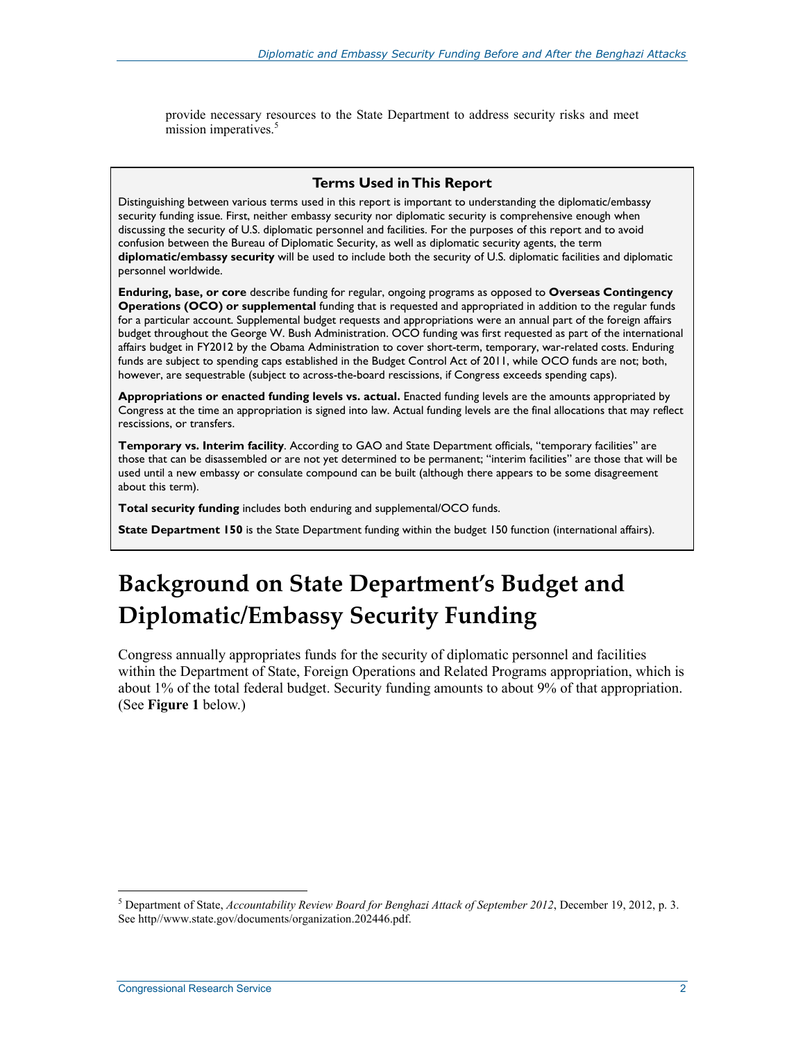provide necessary resources to the State Department to address security risks and meet mission imperatives.[5]

> **Terms Used in This Report**
>
> Distinguishing between various terms used in this report is important to understanding the diplomatic/embassy security funding issue. First, neither embassy security nor diplomatic security is comprehensive enough when discussing the security of U.S. diplomatic personnel and facilities. For the purposes of this report and to avoid confusion between the Bureau of Diplomatic Security, as well as diplomatic security agents, the term **diplomatic/embassy security** will be used to include both the security of U.S. diplomatic facilities and diplomatic personnel worldwide.
>
> **Enduring, base, or core** describe funding for regular, ongoing programs as opposed to **Overseas Contingency Operations (OCO) or supplemental** funding that is requested and appropriated in addition to the regular funds for a particular account. Supplemental budget requests and appropriations were an annual part of the foreign affairs budget throughout the George W. Bush Administration. OCO funding was first requested as part of the international affairs budget in FY2012 by the Obama Administration to cover short-term, temporary, war-related costs. Enduring funds are subject to spending caps established in the Budget Control Act of 2011, while OCO funds are not; both, however, are sequestrable (subject to across-the-board rescissions, if Congress exceeds spending caps).
>
> **Appropriations or enacted funding levels vs. actual.** Enacted funding levels are the amounts appropriated by Congress at the time an appropriation is signed into law. Actual funding levels are the final allocations that may reflect rescissions, or transfers.
>
> **Temporary vs. Interim facility**. According to GAO and State Department officials, "temporary facilities" are those that can be disassembled or are not yet determined to be permanent; "interim facilities" are those that will be used until a new embassy or consulate compound can be built (although there appears to be some disagreement about this term).
>
> **Total security funding** includes both enduring and supplemental/OCO funds.
>
> **State Department 150** is the State Department funding within the budget 150 function (international affairs).

# Background on State Department's Budget and Diplomatic/Embassy Security Funding

Congress annually appropriates funds for the security of diplomatic personnel and facilities within the Department of State, Foreign Operations and Related Programs appropriation, which is about 1% of the total federal budget. Security funding amounts to about 9% of that appropriation. (See **Figure 1** below.)

[5] Department of State, *Accountability Review Board for Benghazi Attack of September 2012*, December 19, 2012, p. 3. See http//www.state.gov/documents/organization.202446.pdf.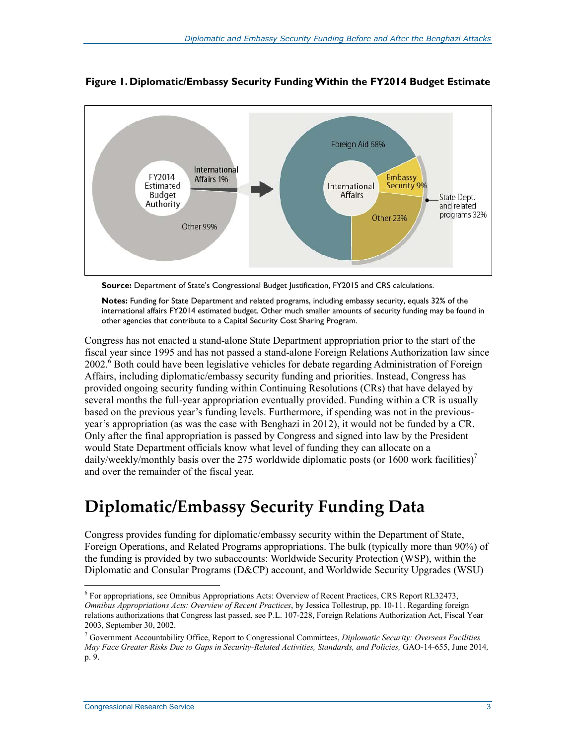**Figure 1. Diplomatic/Embassy Security Funding Within the FY2014 Budget Estimate**

**Source:** Department of State's Congressional Budget Justification, FY2015 and CRS calculations.

**Notes:** Funding for State Department and related programs, including embassy security, equals 32% of the international affairs FY2014 estimated budget. Other much smaller amounts of security funding may be found in other agencies that contribute to a Capital Security Cost Sharing Program.

Congress has not enacted a stand-alone State Department appropriation prior to the start of the fiscal year since 1995 and has not passed a stand-alone Foreign Relations Authorization law since 2002.[6] Both could have been legislative vehicles for debate regarding Administration of Foreign Affairs, including diplomatic/embassy security funding and priorities. Instead, Congress has provided ongoing security funding within Continuing Resolutions (CRs) that have delayed by several months the full-year appropriation eventually provided. Funding within a CR is usually based on the previous year's funding levels. Furthermore, if spending was not in the previous-year's appropriation (as was the case with Benghazi in 2012), it would not be funded by a CR. Only after the final appropriation is passed by Congress and signed into law by the President would State Department officials know what level of funding they can allocate on a daily/weekly/monthly basis over the 275 worldwide diplomatic posts (or 1600 work facilities)[7] and over the remainder of the fiscal year.

# Diplomatic/Embassy Security Funding Data

Congress provides funding for diplomatic/embassy security within the Department of State, Foreign Operations, and Related Programs appropriations. The bulk (typically more than 90%) of the funding is provided by two subaccounts: Worldwide Security Protection (WSP), within the Diplomatic and Consular Programs (D&CP) account, and Worldwide Security Upgrades (WSU)

---

[6] For appropriations, see Omnibus Appropriations Acts: Overview of Recent Practices, CRS Report RL32473, *Omnibus Appropriations Acts: Overview of Recent Practices*, by Jessica Tollestrup, pp. 10-11. Regarding foreign relations authorizations that Congress last passed, see P.L. 107-228, Foreign Relations Authorization Act, Fiscal Year 2003, September 30, 2002.

[7] Government Accountability Office, Report to Congressional Committees, *Diplomatic Security: Overseas Facilities May Face Greater Risks Due to Gaps in Security-Related Activities, Standards, and Policies,* GAO-14-655, June 2014, p. 9.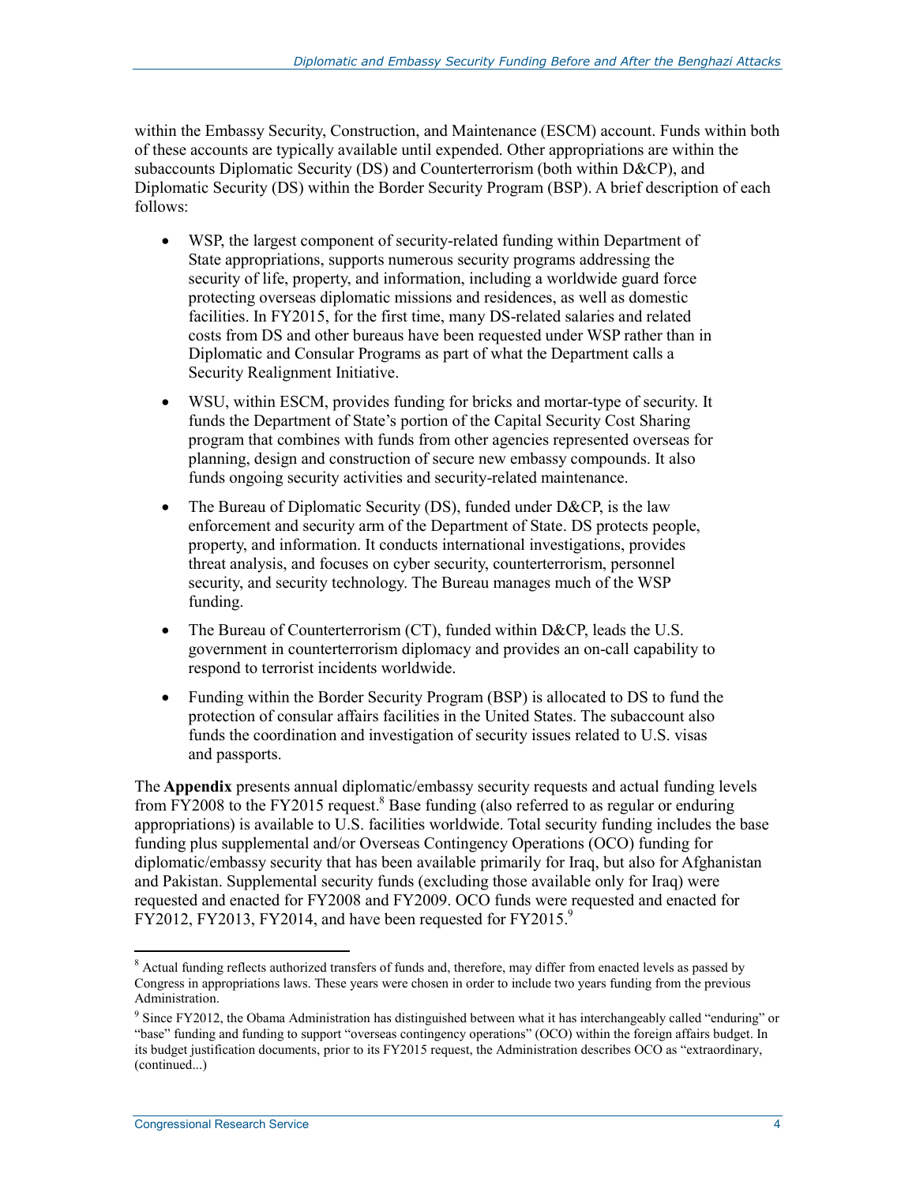within the Embassy Security, Construction, and Maintenance (ESCM) account. Funds within both of these accounts are typically available until expended. Other appropriations are within the subaccounts Diplomatic Security (DS) and Counterterrorism (both within D&CP), and Diplomatic Security (DS) within the Border Security Program (BSP). A brief description of each follows:

- WSP, the largest component of security-related funding within Department of State appropriations, supports numerous security programs addressing the security of life, property, and information, including a worldwide guard force protecting overseas diplomatic missions and residences, as well as domestic facilities. In FY2015, for the first time, many DS-related salaries and related costs from DS and other bureaus have been requested under WSP rather than in Diplomatic and Consular Programs as part of what the Department calls a Security Realignment Initiative.
- WSU, within ESCM, provides funding for bricks and mortar-type of security. It funds the Department of State's portion of the Capital Security Cost Sharing program that combines with funds from other agencies represented overseas for planning, design and construction of secure new embassy compounds. It also funds ongoing security activities and security-related maintenance.
- The Bureau of Diplomatic Security (DS), funded under D&CP, is the law enforcement and security arm of the Department of State. DS protects people, property, and information. It conducts international investigations, provides threat analysis, and focuses on cyber security, counterterrorism, personnel security, and security technology. The Bureau manages much of the WSP funding.
- The Bureau of Counterterrorism (CT), funded within D&CP, leads the U.S. government in counterterrorism diplomacy and provides an on-call capability to respond to terrorist incidents worldwide.
- Funding within the Border Security Program (BSP) is allocated to DS to fund the protection of consular affairs facilities in the United States. The subaccount also funds the coordination and investigation of security issues related to U.S. visas and passports.

The **Appendix** presents annual diplomatic/embassy security requests and actual funding levels from FY2008 to the FY2015 request.[8] Base funding (also referred to as regular or enduring appropriations) is available to U.S. facilities worldwide. Total security funding includes the base funding plus supplemental and/or Overseas Contingency Operations (OCO) funding for diplomatic/embassy security that has been available primarily for Iraq, but also for Afghanistan and Pakistan. Supplemental security funds (excluding those available only for Iraq) were requested and enacted for FY2008 and FY2009. OCO funds were requested and enacted for FY2012, FY2013, FY2014, and have been requested for FY2015.[9]

---

[8] Actual funding reflects authorized transfers of funds and, therefore, may differ from enacted levels as passed by Congress in appropriations laws. These years were chosen in order to include two years funding from the previous Administration.

[9] Since FY2012, the Obama Administration has distinguished between what it has interchangeably called "enduring" or "base" funding and funding to support "overseas contingency operations" (OCO) within the foreign affairs budget. In its budget justification documents, prior to its FY2015 request, the Administration describes OCO as "extraordinary, (continued...)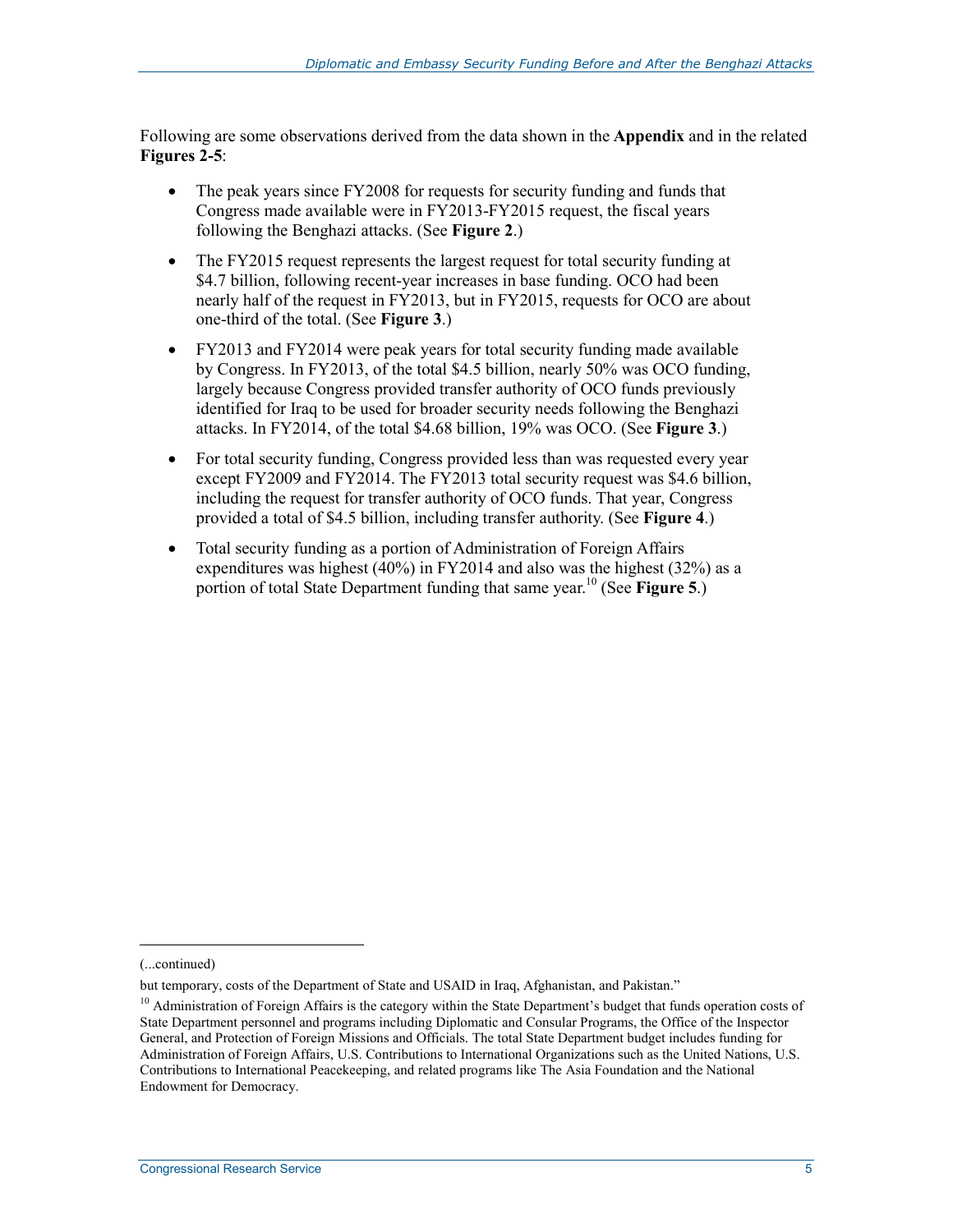Following are some observations derived from the data shown in the **Appendix** and in the related **Figures 2-5**:

- The peak years since FY2008 for requests for security funding and funds that Congress made available were in FY2013-FY2015 request, the fiscal years following the Benghazi attacks. (See **Figure 2**.)
- The FY2015 request represents the largest request for total security funding at $4.7 billion, following recent-year increases in base funding. OCO had been nearly half of the request in FY2013, but in FY2015, requests for OCO are about one-third of the total. (See **Figure 3**.)
- FY2013 and FY2014 were peak years for total security funding made available by Congress. In FY2013, of the total $4.5 billion, nearly 50% was OCO funding, largely because Congress provided transfer authority of OCO funds previously identified for Iraq to be used for broader security needs following the Benghazi attacks. In FY2014, of the total $4.68 billion, 19% was OCO. (See **Figure 3**.)
- For total security funding, Congress provided less than was requested every year except FY2009 and FY2014. The FY2013 total security request was $4.6 billion, including the request for transfer authority of OCO funds. That year, Congress provided a total of $4.5 billion, including transfer authority. (See **Figure 4**.)
- Total security funding as a portion of Administration of Foreign Affairs expenditures was highest (40%) in FY2014 and also was the highest (32%) as a portion of total State Department funding that same year.[10] (See **Figure 5**.)

(...continued)

but temporary, costs of the Department of State and USAID in Iraq, Afghanistan, and Pakistan."

[10] Administration of Foreign Affairs is the category within the State Department's budget that funds operation costs of State Department personnel and programs including Diplomatic and Consular Programs, the Office of the Inspector General, and Protection of Foreign Missions and Officials. The total State Department budget includes funding for Administration of Foreign Affairs, U.S. Contributions to International Organizations such as the United Nations, U.S. Contributions to International Peacekeeping, and related programs like The Asia Foundation and the National Endowment for Democracy.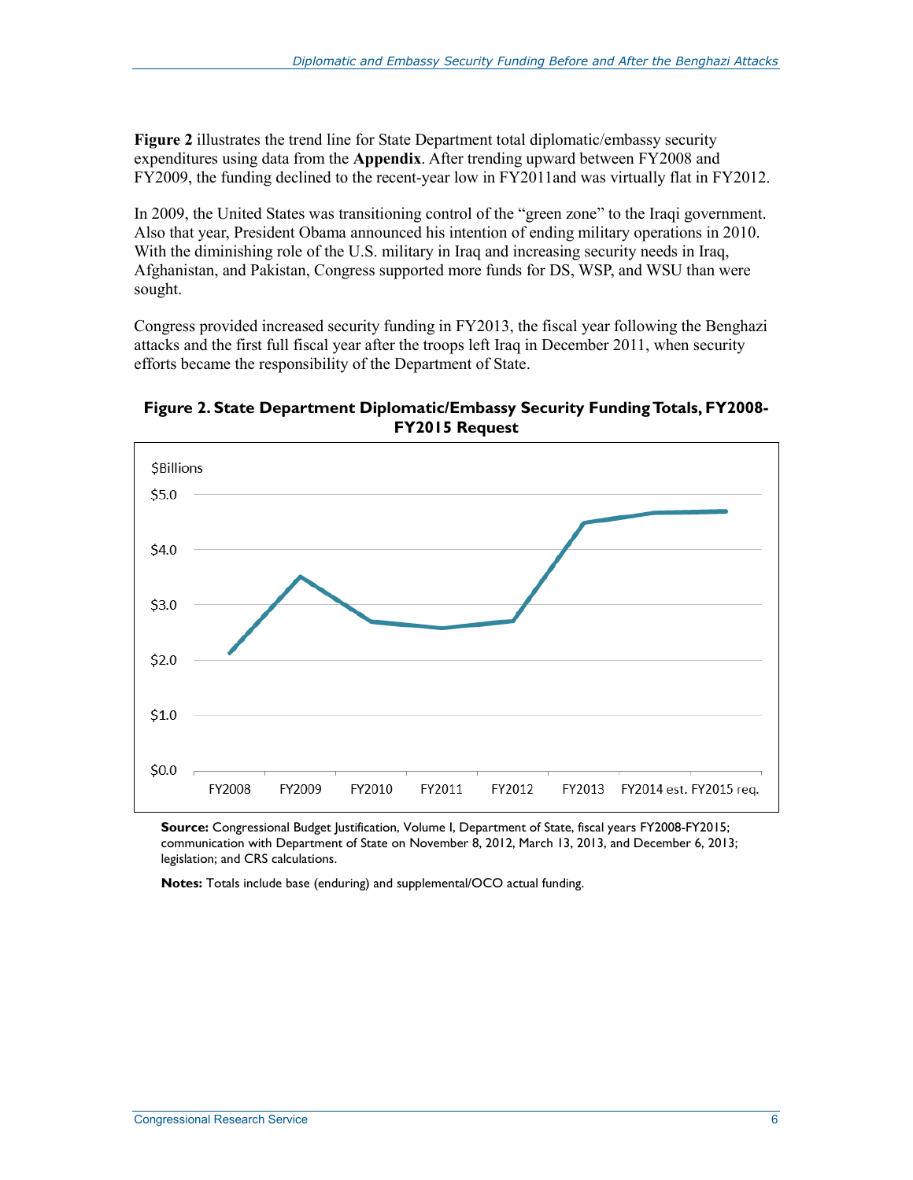**Figure 2** illustrates the trend line for State Department total diplomatic/embassy security expenditures using data from the **Appendix**. After trending upward between FY2008 and FY2009, the funding declined to the recent-year low in FY2011and was virtually flat in FY2012.

In 2009, the United States was transitioning control of the "green zone" to the Iraqi government. Also that year, President Obama announced his intention of ending military operations in 2010. With the diminishing role of the U.S. military in Iraq and increasing security needs in Iraq, Afghanistan, and Pakistan, Congress supported more funds for DS, WSP, and WSU than were sought.

Congress provided increased security funding in FY2013, the fiscal year following the Benghazi attacks and the first full fiscal year after the troops left Iraq in December 2011, when security efforts became the responsibility of the Department of State.

**Figure 2. State Department Diplomatic/Embassy Security Funding Totals, FY2008-FY2015 Request**

**Source:** Congressional Budget Justification, Volume I, Department of State, fiscal years FY2008-FY2015; communication with Department of State on November 8, 2012, March 13, 2013, and December 6, 2013; legislation; and CRS calculations.

**Notes:** Totals include base (enduring) and supplemental/OCO actual funding.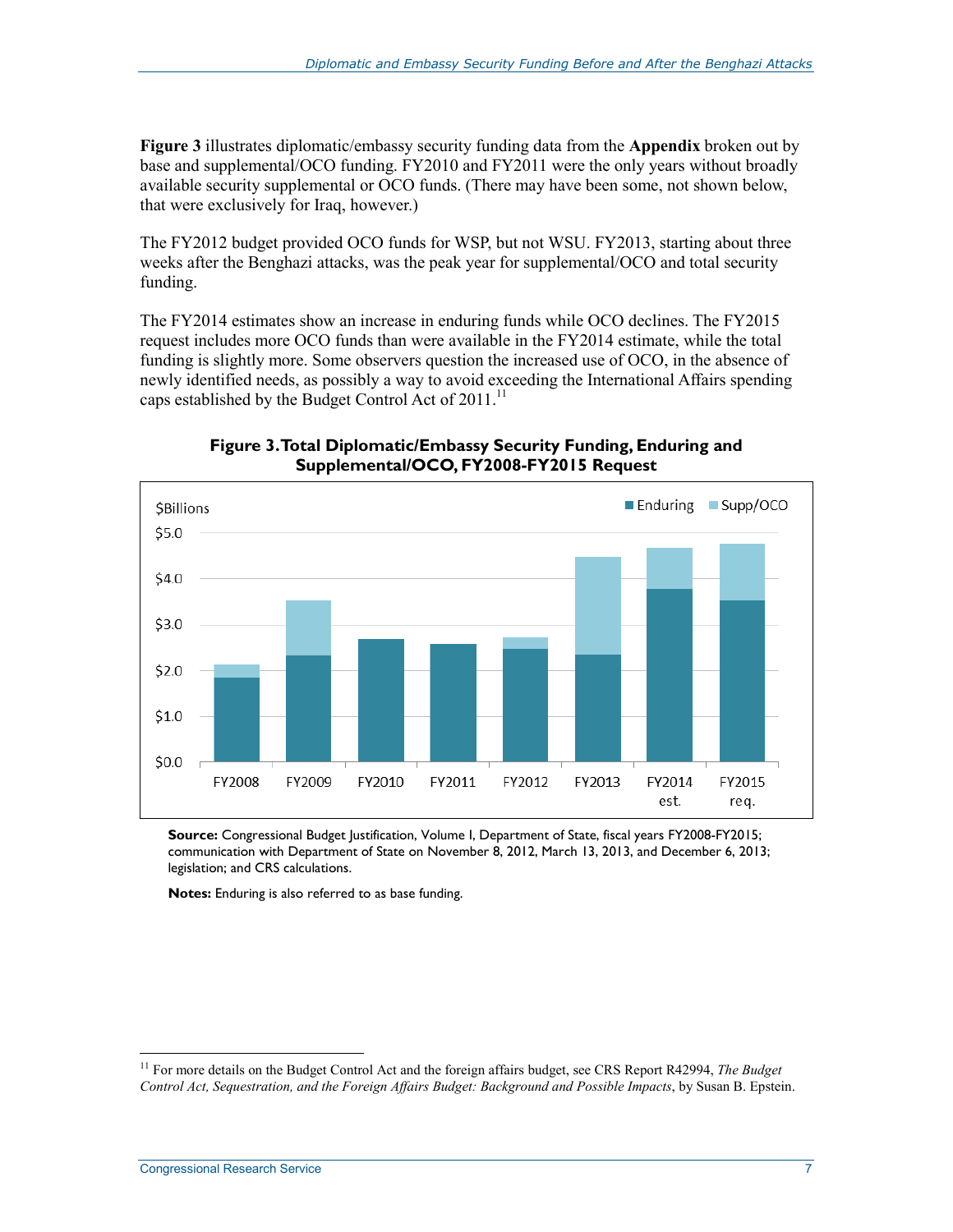**Figure 3** illustrates diplomatic/embassy security funding data from the **Appendix** broken out by base and supplemental/OCO funding. FY2010 and FY2011 were the only years without broadly available security supplemental or OCO funds. (There may have been some, not shown below, that were exclusively for Iraq, however.)

The FY2012 budget provided OCO funds for WSP, but not WSU. FY2013, starting about three weeks after the Benghazi attacks, was the peak year for supplemental/OCO and total security funding.

The FY2014 estimates show an increase in enduring funds while OCO declines. The FY2015 request includes more OCO funds than were available in the FY2014 estimate, while the total funding is slightly more. Some observers question the increased use of OCO, in the absence of newly identified needs, as possibly a way to avoid exceeding the International Affairs spending caps established by the Budget Control Act of 2011.[11]

**Figure 3. Total Diplomatic/Embassy Security Funding, Enduring and Supplemental/OCO, FY2008-FY2015 Request**

**Source:** Congressional Budget Justification, Volume I, Department of State, fiscal years FY2008-FY2015; communication with Department of State on November 8, 2012, March 13, 2013, and December 6, 2013; legislation; and CRS calculations.

**Notes:** Enduring is also referred to as base funding.

[11] For more details on the Budget Control Act and the foreign affairs budget, see CRS Report R42994, *The Budget Control Act, Sequestration, and the Foreign Affairs Budget: Background and Possible Impacts*, by Susan B. Epstein.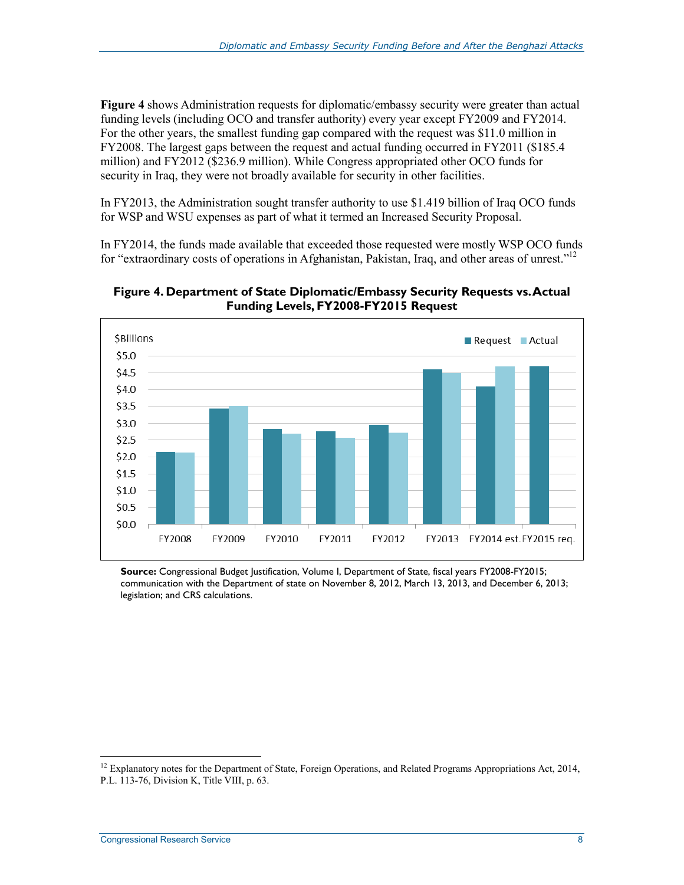**Figure 4** shows Administration requests for diplomatic/embassy security were greater than actual funding levels (including OCO and transfer authority) every year except FY2009 and FY2014. For the other years, the smallest funding gap compared with the request was $11.0 million in FY2008. The largest gaps between the request and actual funding occurred in FY2011 ($185.4 million) and FY2012 ($236.9 million). While Congress appropriated other OCO funds for security in Iraq, they were not broadly available for security in other facilities.

In FY2013, the Administration sought transfer authority to use $1.419 billion of Iraq OCO funds for WSP and WSU expenses as part of what it termed an Increased Security Proposal.

In FY2014, the funds made available that exceeded those requested were mostly WSP OCO funds for "extraordinary costs of operations in Afghanistan, Pakistan, Iraq, and other areas of unrest."[12]

**Figure 4. Department of State Diplomatic/Embassy Security Requests vs. Actual Funding Levels, FY2008-FY2015 Request**

**Source:** Congressional Budget Justification, Volume I, Department of State, fiscal years FY2008-FY2015; communication with the Department of state on November 8, 2012, March 13, 2013, and December 6, 2013; legislation; and CRS calculations.

---

[12] Explanatory notes for the Department of State, Foreign Operations, and Related Programs Appropriations Act, 2014, P.L. 113-76, Division K, Title VIII, p. 63.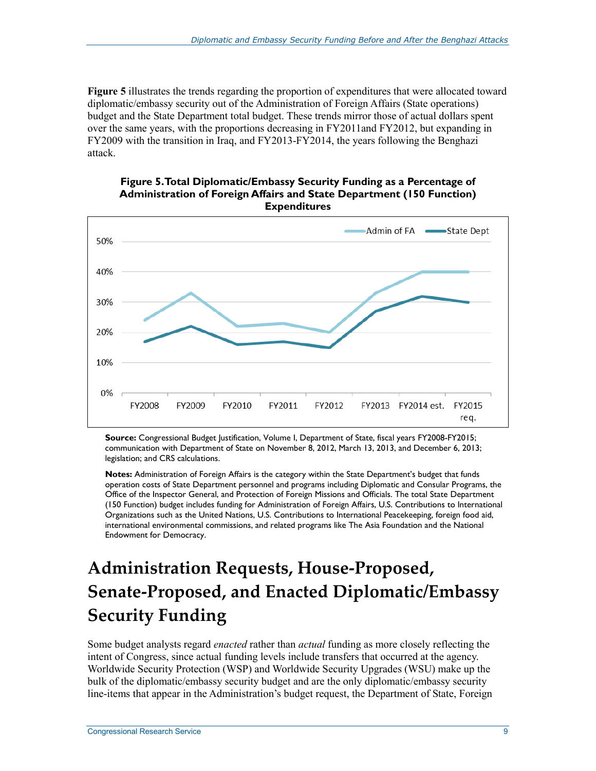**Figure 5** illustrates the trends regarding the proportion of expenditures that were allocated toward diplomatic/embassy security out of the Administration of Foreign Affairs (State operations) budget and the State Department total budget. These trends mirror those of actual dollars spent over the same years, with the proportions decreasing in FY2011and FY2012, but expanding in FY2009 with the transition in Iraq, and FY2013-FY2014, the years following the Benghazi attack.

**Figure 5. Total Diplomatic/Embassy Security Funding as a Percentage of Administration of Foreign Affairs and State Department (150 Function) Expenditures**

**Source:** Congressional Budget Justification, Volume I, Department of State, fiscal years FY2008-FY2015; communication with Department of State on November 8, 2012, March 13, 2013, and December 6, 2013; legislation; and CRS calculations.

**Notes:** Administration of Foreign Affairs is the category within the State Department's budget that funds operation costs of State Department personnel and programs including Diplomatic and Consular Programs, the Office of the Inspector General, and Protection of Foreign Missions and Officials. The total State Department (150 Function) budget includes funding for Administration of Foreign Affairs, U.S. Contributions to International Organizations such as the United Nations, U.S. Contributions to International Peacekeeping, foreign food aid, international environmental commissions, and related programs like The Asia Foundation and the National Endowment for Democracy.

# Administration Requests, House-Proposed, Senate-Proposed, and Enacted Diplomatic/Embassy Security Funding

Some budget analysts regard *enacted* rather than *actual* funding as more closely reflecting the intent of Congress, since actual funding levels include transfers that occurred at the agency. Worldwide Security Protection (WSP) and Worldwide Security Upgrades (WSU) make up the bulk of the diplomatic/embassy security budget and are the only diplomatic/embassy security line-items that appear in the Administration's budget request, the Department of State, Foreign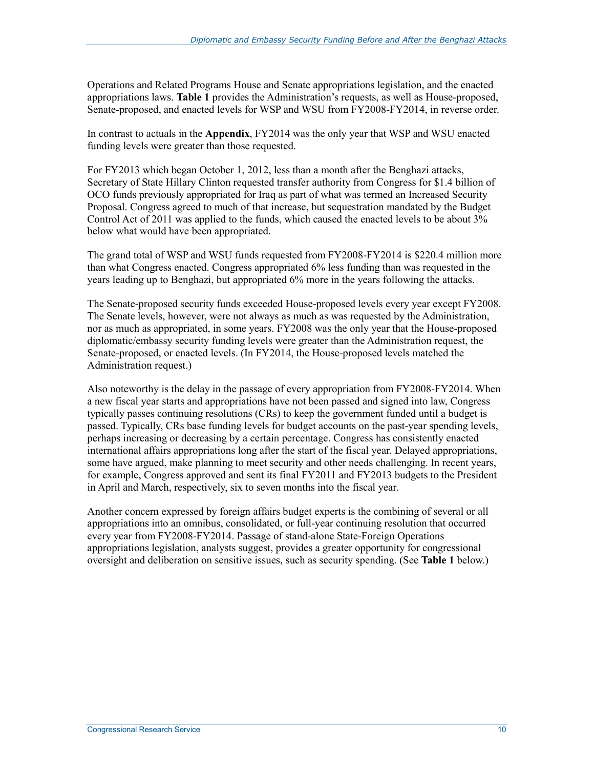Operations and Related Programs House and Senate appropriations legislation, and the enacted appropriations laws. **Table 1** provides the Administration's requests, as well as House-proposed, Senate-proposed, and enacted levels for WSP and WSU from FY2008-FY2014, in reverse order.

In contrast to actuals in the **Appendix**, FY2014 was the only year that WSP and WSU enacted funding levels were greater than those requested.

For FY2013 which began October 1, 2012, less than a month after the Benghazi attacks, Secretary of State Hillary Clinton requested transfer authority from Congress for $1.4 billion of OCO funds previously appropriated for Iraq as part of what was termed an Increased Security Proposal. Congress agreed to much of that increase, but sequestration mandated by the Budget Control Act of 2011 was applied to the funds, which caused the enacted levels to be about 3% below what would have been appropriated.

The grand total of WSP and WSU funds requested from FY2008-FY2014 is $220.4 million more than what Congress enacted. Congress appropriated 6% less funding than was requested in the years leading up to Benghazi, but appropriated 6% more in the years following the attacks.

The Senate-proposed security funds exceeded House-proposed levels every year except FY2008. The Senate levels, however, were not always as much as was requested by the Administration, nor as much as appropriated, in some years. FY2008 was the only year that the House-proposed diplomatic/embassy security funding levels were greater than the Administration request, the Senate-proposed, or enacted levels. (In FY2014, the House-proposed levels matched the Administration request.)

Also noteworthy is the delay in the passage of every appropriation from FY2008-FY2014. When a new fiscal year starts and appropriations have not been passed and signed into law, Congress typically passes continuing resolutions (CRs) to keep the government funded until a budget is passed. Typically, CRs base funding levels for budget accounts on the past-year spending levels, perhaps increasing or decreasing by a certain percentage. Congress has consistently enacted international affairs appropriations long after the start of the fiscal year. Delayed appropriations, some have argued, make planning to meet security and other needs challenging. In recent years, for example, Congress approved and sent its final FY2011 and FY2013 budgets to the President in April and March, respectively, six to seven months into the fiscal year.

Another concern expressed by foreign affairs budget experts is the combining of several or all appropriations into an omnibus, consolidated, or full-year continuing resolution that occurred every year from FY2008-FY2014. Passage of stand-alone State-Foreign Operations appropriations legislation, analysts suggest, provides a greater opportunity for congressional oversight and deliberation on sensitive issues, such as security spending. (See **Table 1** below.)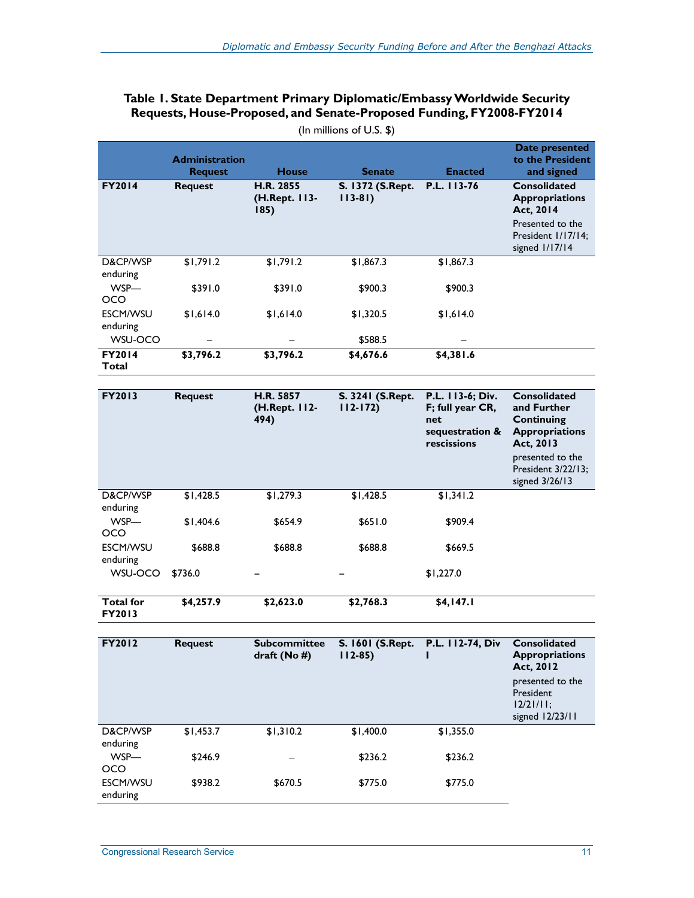**Table 1. State Department Primary Diplomatic/Embassy Worldwide Security Requests, House-Proposed, and Senate-Proposed Funding, FY2008-FY2014**

(In millions of U.S. $)

| | Administration Request | House | Senate | Enacted | Date presented to the President and signed |
|---|---|---|---|---|---|
| **FY2014** | **Request** | **H.R. 2855 (H.Rept. 113-185)** | **S. 1372 (S.Rept. 113-81)** | **P.L. 113-76** | **Consolidated Appropriations Act, 2014** Presented to the President 1/17/14; signed 1/17/14 |
| D&CP/WSP enduring | $1,791.2 | $1,791.2 | $1,867.3 | $1,867.3 | |
| WSP—OCO | $391.0 | $391.0 | $900.3 | $900.3 | |
| ESCM/WSU enduring | $1,614.0 | $1,614.0 | $1,320.5 | $1,614.0 | |
| WSU-OCO | – | – | $588.5 | – | |
| **FY2014 Total** | **$3,796.2** | **$3,796.2** | **$4,676.6** | **$4,381.6** | |
| **FY2013** | **Request** | **H.R. 5857 (H.Rept. 112-494)** | **S. 3241 (S.Rept. 112-172)** | **P.L. 113-6; Div. F; full year CR, net sequestration & rescissions** | **Consolidated and Further Continuing Appropriations Act, 2013** presented to the President 3/22/13; signed 3/26/13 |
| D&CP/WSP enduring | $1,428.5 | $1,279.3 | $1,428.5 | $1,341.2 | |
| WSP—OCO | $1,404.6 | $654.9 | $651.0 | $909.4 | |
| ESCM/WSU enduring | $688.8 | $688.8 | $688.8 | $669.5 | |
| WSU-OCO | $736.0 | – | – | $1,227.0 | |
| **Total for FY2013** | **$4,257.9** | **$2,623.0** | **$2,768.3** | **$4,147.1** | |
| **FY2012** | **Request** | **Subcommittee draft (No #)** | **S. 1601 (S.Rept. 112-85)** | **P.L. 112-74, Div I** | **Consolidated Appropriations Act, 2012** presented to the President 12/21/11; signed 12/23/11 |
| D&CP/WSP enduring | $1,453.7 | $1,310.2 | $1,400.0 | $1,355.0 | |
| WSP—OCO | $246.9 | – | $236.2 | $236.2 | |
| ESCM/WSU enduring | $938.2 | $670.5 | $775.0 | $775.0 | |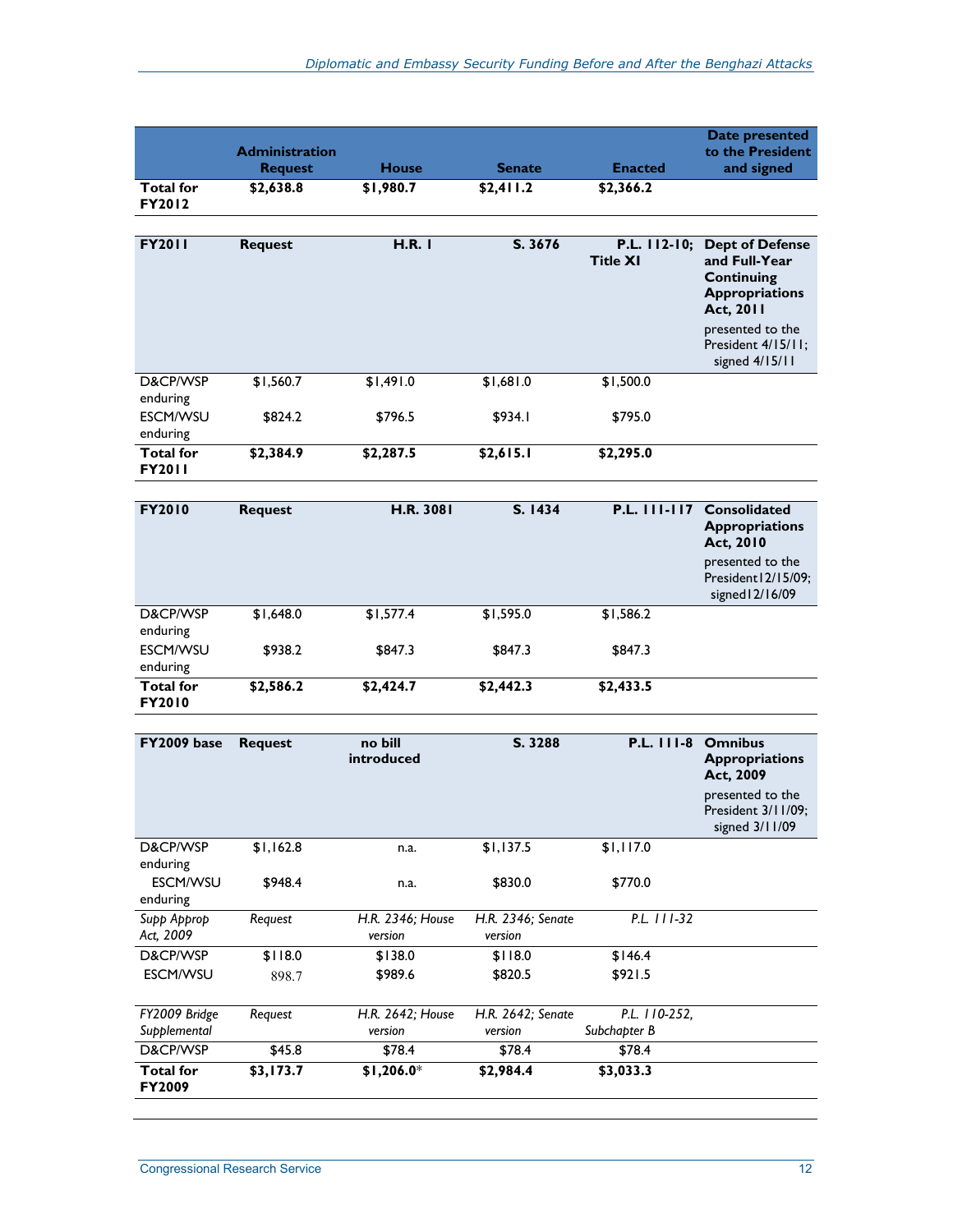| | Administration Request | House | Senate | Enacted | Date presented to the President and signed |
|---|---|---|---|---|---|
| **Total for FY2012** | **$2,638.8** | **$1,980.7** | **$2,411.2** | **$2,366.2** | |

| **FY2011** | **Request** | **H.R. 1** | **S. 3676** | **P.L. 112-10; Title XI** | **Dept of Defense and Full-Year Continuing Appropriations Act, 2011** presented to the President 4/15/11; signed 4/15/11 |
|---|---|---|---|---|---|
| D&CP/WSP enduring | $1,560.7 | $1,491.0 | $1,681.0 | $1,500.0 | |
| ESCM/WSU enduring | $824.2 | $796.5 | $934.1 | $795.0 | |
| **Total for FY2011** | **$2,384.9** | **$2,287.5** | **$2,615.1** | **$2,295.0** | |

| **FY2010** | **Request** | **H.R. 3081** | **S. 1434** | **P.L. 111-117** | **Consolidated Appropriations Act, 2010** presented to the President12/15/09; signed12/16/09 |
|---|---|---|---|---|---|
| D&CP/WSP enduring | $1,648.0 | $1,577.4 | $1,595.0 | $1,586.2 | |
| ESCM/WSU enduring | $938.2 | $847.3 | $847.3 | $847.3 | |
| **Total for FY2010** | **$2,586.2** | **$2,424.7** | **$2,442.3** | **$2,433.5** | |

| **FY2009 base** | **Request** | **no bill introduced** | **S. 3288** | **P.L. 111-8** | **Omnibus Appropriations Act, 2009** presented to the President 3/11/09; signed 3/11/09 |
|---|---|---|---|---|---|
| D&CP/WSP enduring | $1,162.8 | n.a. | $1,137.5 | $1,117.0 | |
| ESCM/WSU enduring | $948.4 | n.a. | $830.0 | $770.0 | |
| *Supp Approp Act, 2009* | *Request* | *H.R. 2346; House version* | *H.R. 2346; Senate version* | *P.L. 111-32* | |
| D&CP/WSP | $118.0 | $138.0 | $118.0 | $146.4 | |
| ESCM/WSU | 898.7 | $989.6 | $820.5 | $921.5 | |
| *FY2009 Bridge Supplemental* | *Request* | *H.R. 2642; House version* | *H.R. 2642; Senate version* | *P.L. 110-252, Subchapter B* | |
| D&CP/WSP | $45.8 | $78.4 | $78.4 | $78.4 | |
| **Total for FY2009** | **$3,173.7** | **$1,206.0*** | **$2,984.4** | **$3,033.3** | |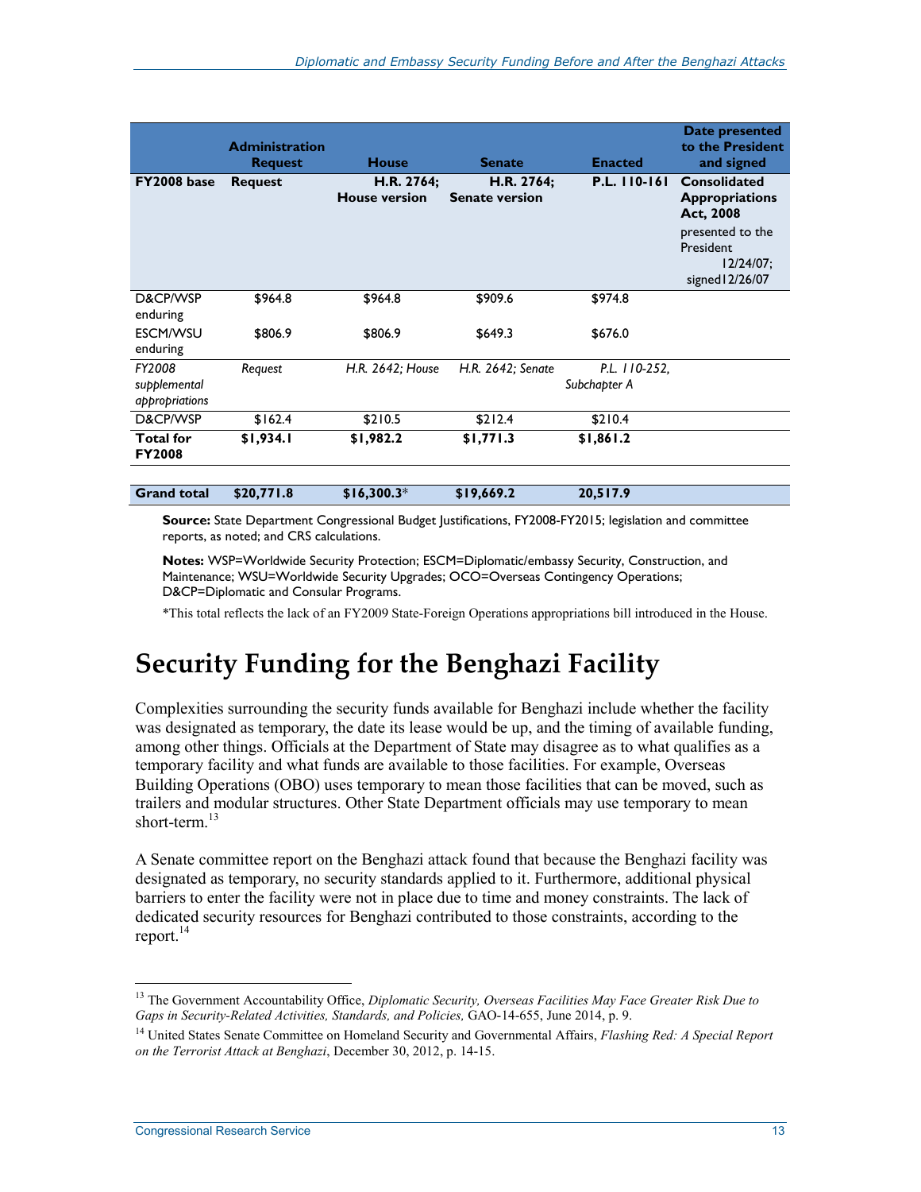| | Administration Request | House | Senate | Enacted | Date presented to the President and signed |
|---|---|---|---|---|---|
| **FY2008 base** | **Request** | **H.R. 2764; House version** | **H.R. 2764; Senate version** | **P.L. 110-161** | **Consolidated Appropriations Act, 2008** presented to the President 12/24/07; signed12/26/07 |
| D&CP/WSP enduring | $964.8 | $964.8 | $909.6 | $974.8 | |
| ESCM/WSU enduring | $806.9 | $806.9 | $649.3 | $676.0 | |
| *FY2008 supplemental appropriations* | *Request* | *H.R. 2642; House* | *H.R. 2642; Senate* | *P.L. 110-252, Subchapter A* | |
| D&CP/WSP | $162.4 | $210.5 | $212.4 | $210.4 | |
| **Total for FY2008** | **$1,934.1** | **$1,982.2** | **$1,771.3** | **$1,861.2** | |
| | | | | | |
| **Grand total** | **$20,771.8** | **$16,300.3**\* | **$19,669.2** | **20,517.9** | |

**Source:** State Department Congressional Budget Justifications, FY2008-FY2015; legislation and committee reports, as noted; and CRS calculations.

**Notes:** WSP=Worldwide Security Protection; ESCM=Diplomatic/embassy Security, Construction, and Maintenance; WSU=Worldwide Security Upgrades; OCO=Overseas Contingency Operations; D&CP=Diplomatic and Consular Programs.

*This total reflects the lack of an FY2009 State-Foreign Operations appropriations bill introduced in the House.

# Security Funding for the Benghazi Facility

Complexities surrounding the security funds available for Benghazi include whether the facility was designated as temporary, the date its lease would be up, and the timing of available funding, among other things. Officials at the Department of State may disagree as to what qualifies as a temporary facility and what funds are available to those facilities. For example, Overseas Building Operations (OBO) uses temporary to mean those facilities that can be moved, such as trailers and modular structures. Other State Department officials may use temporary to mean short-term.[13]

A Senate committee report on the Benghazi attack found that because the Benghazi facility was designated as temporary, no security standards applied to it. Furthermore, additional physical barriers to enter the facility were not in place due to time and money constraints. The lack of dedicated security resources for Benghazi contributed to those constraints, according to the report.[14]

---

[13] The Government Accountability Office, *Diplomatic Security, Overseas Facilities May Face Greater Risk Due to Gaps in Security-Related Activities, Standards, and Policies,* GAO-14-655, June 2014, p. 9.

[14] United States Senate Committee on Homeland Security and Governmental Affairs, *Flashing Red: A Special Report on the Terrorist Attack at Benghazi*, December 30, 2012, p. 14-15.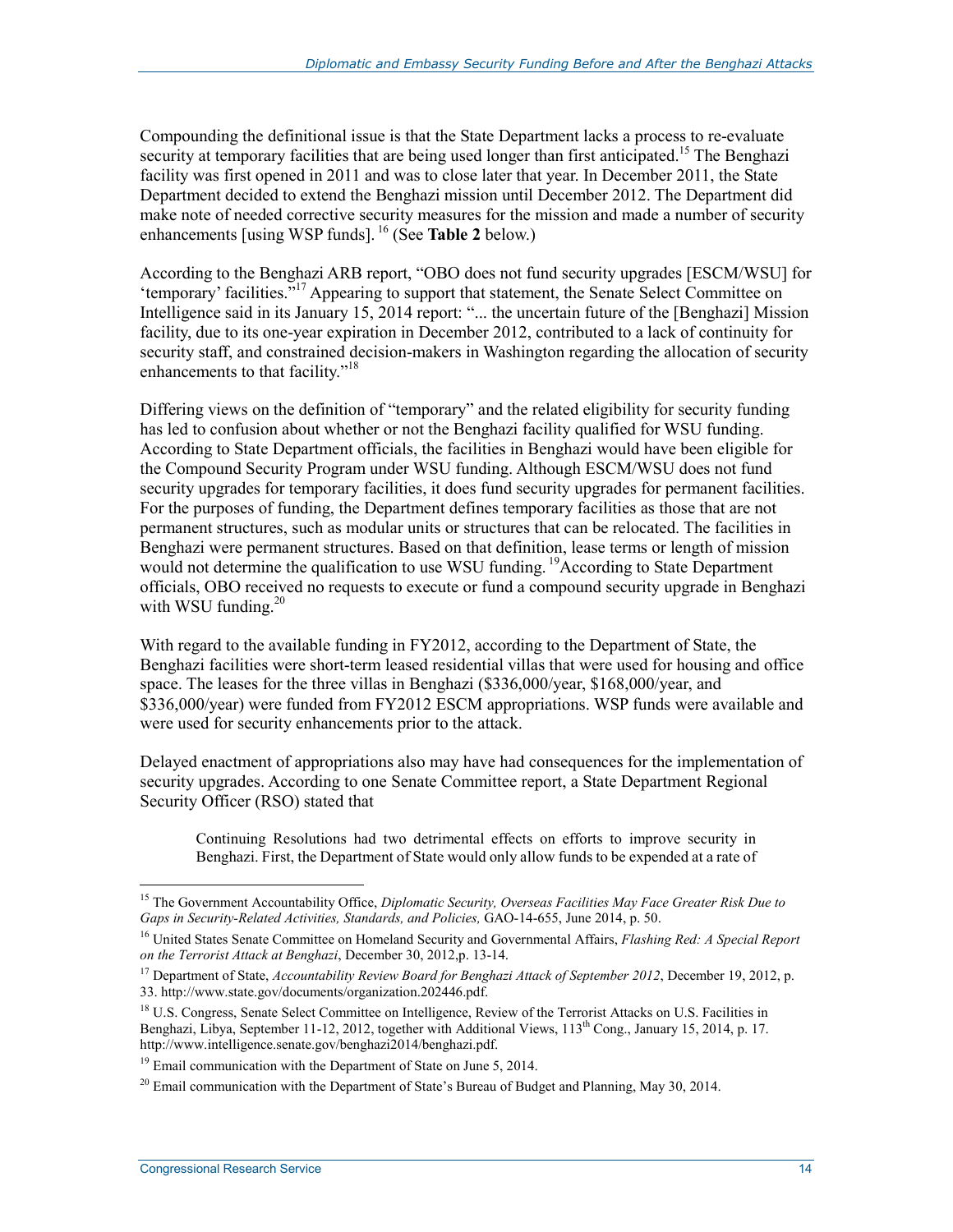Compounding the definitional issue is that the State Department lacks a process to re-evaluate security at temporary facilities that are being used longer than first anticipated.[15] The Benghazi facility was first opened in 2011 and was to close later that year. In December 2011, the State Department decided to extend the Benghazi mission until December 2012. The Department did make note of needed corrective security measures for the mission and made a number of security enhancements [using WSP funds]. [16] (See **Table 2** below.)

According to the Benghazi ARB report, "OBO does not fund security upgrades [ESCM/WSU] for 'temporary' facilities."[17] Appearing to support that statement, the Senate Select Committee on Intelligence said in its January 15, 2014 report: "... the uncertain future of the [Benghazi] Mission facility, due to its one-year expiration in December 2012, contributed to a lack of continuity for security staff, and constrained decision-makers in Washington regarding the allocation of security enhancements to that facility."[18]

Differing views on the definition of "temporary" and the related eligibility for security funding has led to confusion about whether or not the Benghazi facility qualified for WSU funding. According to State Department officials, the facilities in Benghazi would have been eligible for the Compound Security Program under WSU funding. Although ESCM/WSU does not fund security upgrades for temporary facilities, it does fund security upgrades for permanent facilities. For the purposes of funding, the Department defines temporary facilities as those that are not permanent structures, such as modular units or structures that can be relocated. The facilities in Benghazi were permanent structures. Based on that definition, lease terms or length of mission would not determine the qualification to use WSU funding. [19]According to State Department officials, OBO received no requests to execute or fund a compound security upgrade in Benghazi with WSU funding.[20]

With regard to the available funding in FY2012, according to the Department of State, the Benghazi facilities were short-term leased residential villas that were used for housing and office space. The leases for the three villas in Benghazi ($336,000/year, $168,000/year, and $336,000/year) were funded from FY2012 ESCM appropriations. WSP funds were available and were used for security enhancements prior to the attack.

Delayed enactment of appropriations also may have had consequences for the implementation of security upgrades. According to one Senate Committee report, a State Department Regional Security Officer (RSO) stated that

> Continuing Resolutions had two detrimental effects on efforts to improve security in Benghazi. First, the Department of State would only allow funds to be expended at a rate of

---

[15] The Government Accountability Office, *Diplomatic Security, Overseas Facilities May Face Greater Risk Due to Gaps in Security-Related Activities, Standards, and Policies,* GAO-14-655, June 2014, p. 50.

[16] United States Senate Committee on Homeland Security and Governmental Affairs, *Flashing Red: A Special Report on the Terrorist Attack at Benghazi*, December 30, 2012,p. 13-14.

[17] Department of State, *Accountability Review Board for Benghazi Attack of September 2012*, December 19, 2012, p. 33. http://www.state.gov/documents/organization.202446.pdf.

[18] U.S. Congress, Senate Select Committee on Intelligence, Review of the Terrorist Attacks on U.S. Facilities in Benghazi, Libya, September 11-12, 2012, together with Additional Views, 113th Cong., January 15, 2014, p. 17. http://www.intelligence.senate.gov/benghazi2014/benghazi.pdf.

[19] Email communication with the Department of State on June 5, 2014.

[20] Email communication with the Department of State's Bureau of Budget and Planning, May 30, 2014.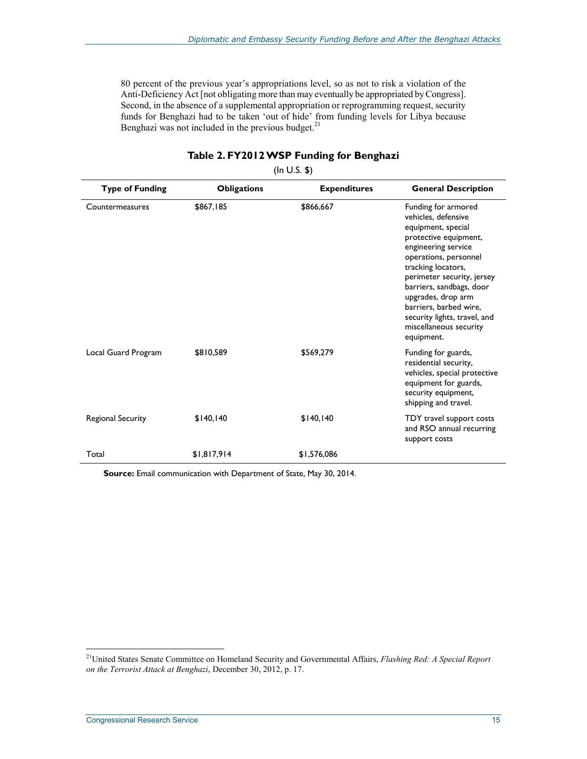80 percent of the previous year's appropriations level, so as not to risk a violation of the Anti-Deficiency Act [not obligating more than may eventually be appropriated by Congress]. Second, in the absence of a supplemental appropriation or reprogramming request, security funds for Benghazi had to be taken 'out of hide' from funding levels for Libya because Benghazi was not included in the previous budget.[21]

**Table 2. FY2012 WSP Funding for Benghazi**

(In U.S. $)

| Type of Funding | Obligations | Expenditures | General Description |
|---|---|---|---|
| Countermeasures | $867,185 | $866,667 | Funding for armored vehicles, defensive equipment, special protective equipment, engineering service operations, personnel tracking locators, perimeter security, jersey barriers, sandbags, door upgrades, drop arm barriers, barbed wire, security lights, travel, and miscellaneous security equipment. |
| Local Guard Program | $810,589 | $569,279 | Funding for guards, residential security, vehicles, special protective equipment for guards, security equipment, shipping and travel. |
| Regional Security | $140,140 | $140,140 | TDY travel support costs and RSO annual recurring support costs |
| Total | $1,817,914 | $1,576,086 | |

**Source:** Email communication with Department of State, May 30, 2014.

---

[21] United States Senate Committee on Homeland Security and Governmental Affairs, *Flashing Red: A Special Report on the Terrorist Attack at Benghazi*, December 30, 2012, p. 17.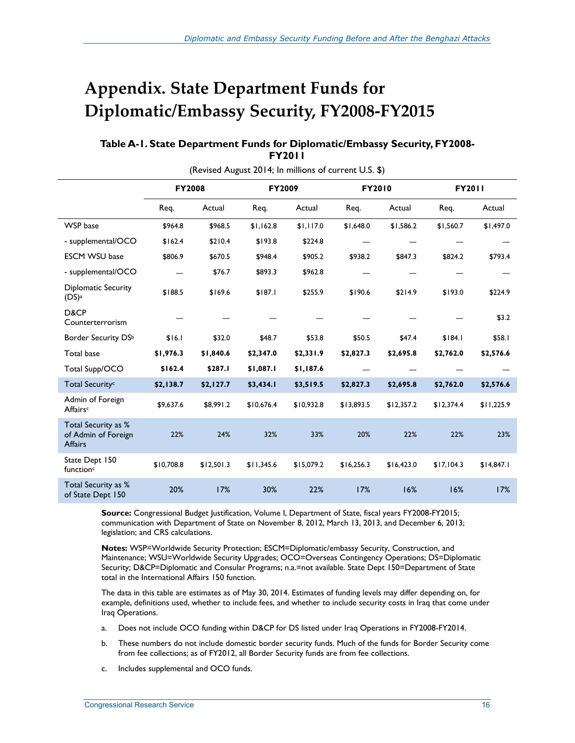# Appendix. State Department Funds for Diplomatic/Embassy Security, FY2008-FY2015

### Table A-1. State Department Funds for Diplomatic/Embassy Security, FY2008-FY2011

(Revised August 2014; In millions of current U.S. $)

| | FY2008 | | FY2009 | | FY2010 | | FY2011 | |
|---|---|---|---|---|---|---|---|---|
| | Req. | Actual | Req. | Actual | Req. | Actual | Req. | Actual |
| WSP base | $964.8 | $968.5 | $1,162.8 | $1,117.0 | $1,648.0 | $1,586.2 | $1,560.7 | $1,497.0 |
| - supplemental/OCO | $162.4 | $210.4 | $193.8 | $224.8 | — | — | — | — |
| ESCM WSU base | $806.9 | $670.5 | $948.4 | $905.2 | $938.2 | $847.3 | $824.2 | $793.4 |
| - supplemental/OCO | — | $76.7 | $893.3 | $962.8 | — | — | — | — |
| Diplomatic Security (DS)[a] | $188.5 | $169.6 | $187.1 | $255.9 | $190.6 | $214.9 | $193.0 | $224.9 |
| D&CP Counterterrorism | — | — | — | — | — | — | — | $3.2 |
| Border Security DS[b] | $16.1 | $32.0 | $48.7 | $53.8 | $50.5 | $47.4 | $184.1 | $58.1 |
| Total base | **$1,976.3** | **$1,840.6** | **$2,347.0** | **$2,331.9** | **$2,827.3** | **$2,695.8** | **$2,762.0** | **$2,576.6** |
| Total Supp/OCO | **$162.4** | **$287.1** | **$1,087.1** | **$1,187.6** | — | — | — | — |
| Total Security[c] | **$2,138.7** | **$2,127.7** | **$3,434.1** | **$3,519.5** | **$2,827.3** | **$2,695.8** | **$2,762.0** | **$2,576.6** |
| Admin of Foreign Affairs[c] | $9,637.6 | $8,991.2 | $10,676.4 | $10,932.8 | $13,893.5 | $12,357.2 | $12,374.4 | $11,225.9 |
| Total Security as % of Admin of Foreign Affairs | 22% | 24% | 32% | 33% | 20% | 22% | 22% | 23% |
| State Dept 150 function[c] | $10,708.8 | $12,501.3 | $11,345.6 | $15,079.2 | $16,256.3 | $16,423.0 | $17,104.3 | $14,847.1 |
| Total Security as % of State Dept 150 | 20% | 17% | 30% | 22% | 17% | 16% | 16% | 17% |

**Source:** Congressional Budget Justification, Volume I, Department of State, fiscal years FY2008-FY2015; communication with Department of State on November 8, 2012, March 13, 2013, and December 6, 2013; legislation; and CRS calculations.

**Notes:** WSP=Worldwide Security Protection; ESCM=Diplomatic/embassy Security, Construction, and Maintenance; WSU=Worldwide Security Upgrades; OCO=Overseas Contingency Operations; DS=Diplomatic Security; D&CP=Diplomatic and Consular Programs; n.a.=not available. State Dept 150=Department of State total in the International Affairs 150 function.

The data in this table are estimates as of May 30, 2014. Estimates of funding levels may differ depending on, for example, definitions used, whether to include fees, and whether to include security costs in Iraq that come under Iraq Operations.

a. Does not include OCO funding within D&CP for DS listed under Iraq Operations in FY2008-FY2014.

b. These numbers do not include domestic border security funds. Much of the funds for Border Security come from fee collections; as of FY2012, all Border Security funds are from fee collections.

c. Includes supplemental and OCO funds.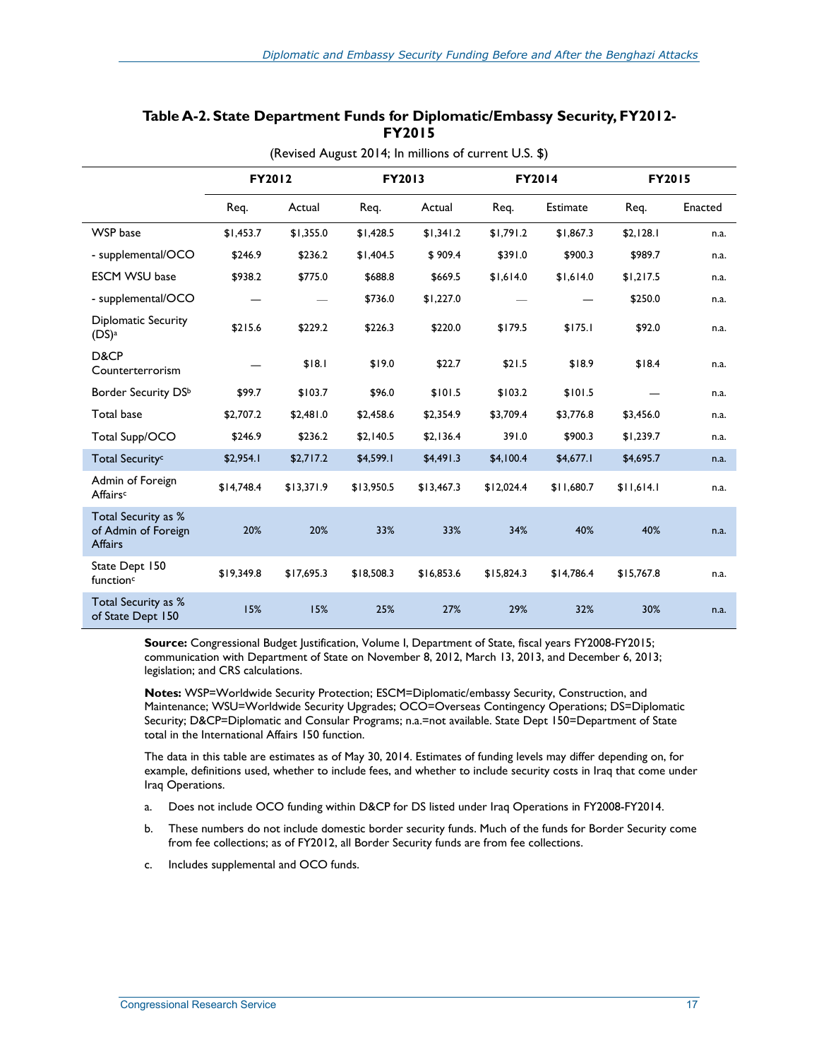**Table A-2. State Department Funds for Diplomatic/Embassy Security, FY2012-FY2015**

(Revised August 2014; In millions of current U.S. $)

| | FY2012 | | FY2013 | | FY2014 | | FY2015 | |
|---|---|---|---|---|---|---|---|---|
| | Req. | Actual | Req. | Actual | Req. | Estimate | Req. | Enacted |
| WSP base | $1,453.7 | $1,355.0 | $1,428.5 | $1,341.2 | $1,791.2 | $1,867.3 | $2,128.1 | n.a. |
| - supplemental/OCO | $246.9 | $236.2 | $1,404.5 | $ 909.4 | $391.0 | $900.3 | $989.7 | n.a. |
| ESCM WSU base | $938.2 | $775.0 | $688.8 | $669.5 | $1,614.0 | $1,614.0 | $1,217.5 | n.a. |
| - supplemental/OCO | — | — | $736.0 | $1,227.0 | — | — | $250.0 | n.a. |
| Diplomatic Security (DS)[a] | $215.6 | $229.2 | $226.3 | $220.0 | $179.5 | $175.1 | $92.0 | n.a. |
| D&CP Counterterrorism | — | $18.1 | $19.0 | $22.7 | $21.5 | $18.9 | $18.4 | n.a. |
| Border Security DS[b] | $99.7 | $103.7 | $96.0 | $101.5 | $103.2 | $101.5 | — | n.a. |
| Total base | $2,707.2 | $2,481.0 | $2,458.6 | $2,354.9 | $3,709.4 | $3,776.8 | $3,456.0 | n.a. |
| Total Supp/OCO | $246.9 | $236.2 | $2,140.5 | $2,136.4 | 391.0 | $900.3 | $1,239.7 | n.a. |
| Total Security[c] | $2,954.1 | $2,717.2 | $4,599.1 | $4,491.3 | $4,100.4 | $4,677.1 | $4,695.7 | n.a. |
| Admin of Foreign Affairs[c] | $14,748.4 | $13,371.9 | $13,950.5 | $13,467.3 | $12,024.4 | $11,680.7 | $11,614.1 | n.a. |
| Total Security as % of Admin of Foreign Affairs | 20% | 20% | 33% | 33% | 34% | 40% | 40% | n.a. |
| State Dept 150 function[c] | $19,349.8 | $17,695.3 | $18,508.3 | $16,853.6 | $15,824.3 | $14,786.4 | $15,767.8 | n.a. |
| Total Security as % of State Dept 150 | 15% | 15% | 25% | 27% | 29% | 32% | 30% | n.a. |

**Source:** Congressional Budget Justification, Volume I, Department of State, fiscal years FY2008-FY2015; communication with Department of State on November 8, 2012, March 13, 2013, and December 6, 2013; legislation; and CRS calculations.

**Notes:** WSP=Worldwide Security Protection; ESCM=Diplomatic/embassy Security, Construction, and Maintenance; WSU=Worldwide Security Upgrades; OCO=Overseas Contingency Operations; DS=Diplomatic Security; D&CP=Diplomatic and Consular Programs; n.a.=not available. State Dept 150=Department of State total in the International Affairs 150 function.

The data in this table are estimates as of May 30, 2014. Estimates of funding levels may differ depending on, for example, definitions used, whether to include fees, and whether to include security costs in Iraq that come under Iraq Operations.

a. Does not include OCO funding within D&CP for DS listed under Iraq Operations in FY2008-FY2014.

b. These numbers do not include domestic border security funds. Much of the funds for Border Security come from fee collections; as of FY2012, all Border Security funds are from fee collections.

c. Includes supplemental and OCO funds.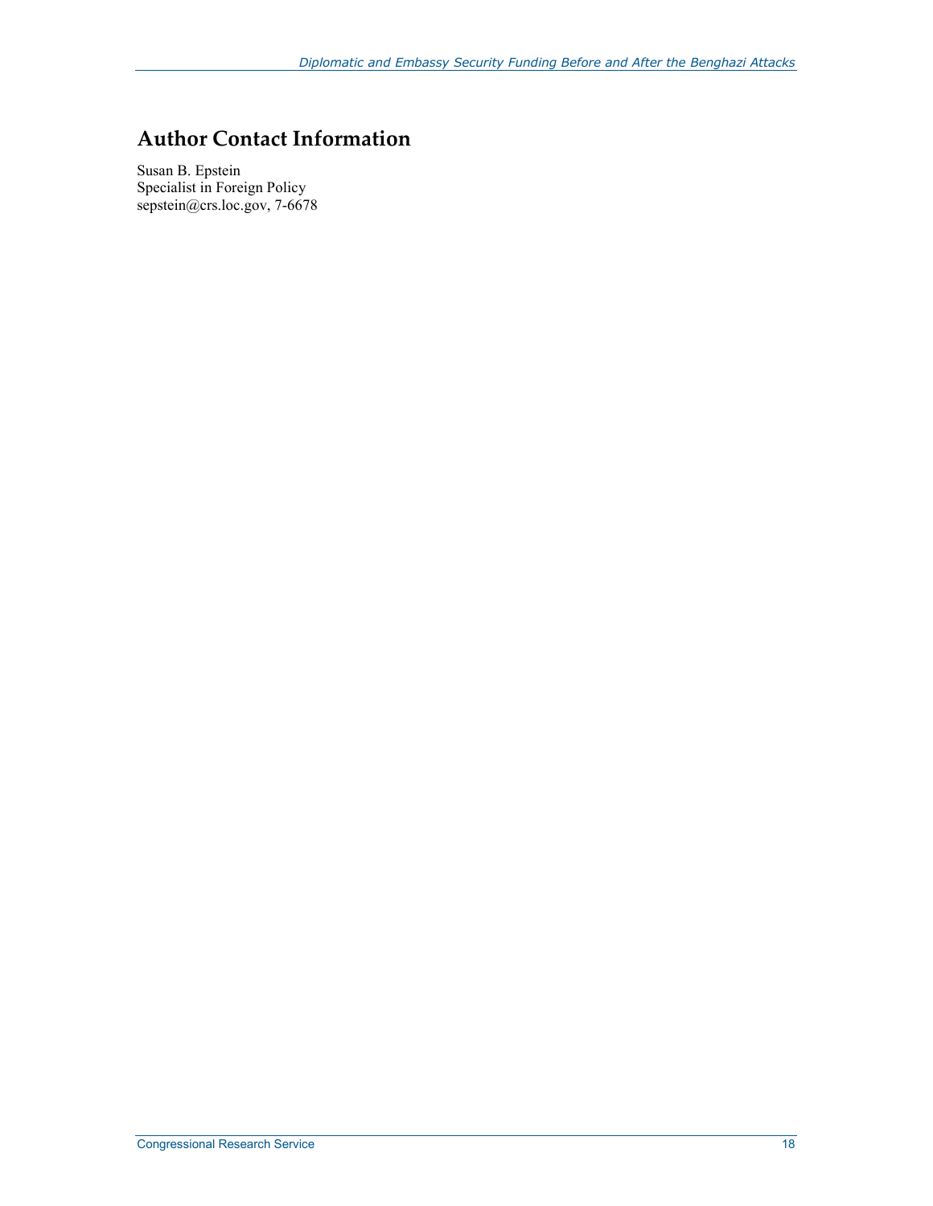## Author Contact Information

Susan B. Epstein
Specialist in Foreign Policy
sepstein@crs.loc.gov, 7-6678